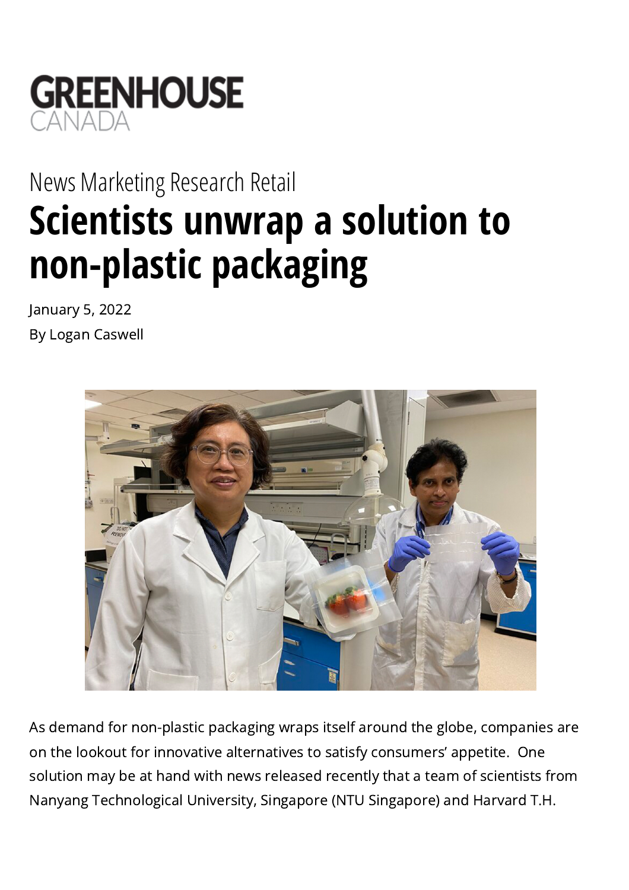GREENHOUSE CANADA

News Marketing Research Retail

# Scientists unwrap a solution to non-plastic packaging

January 5, 2022

By Logan Caswell

As demand for non-plastic packaging wraps itself around the globe, companies are on the lookout for innovative alternatives to satisfy consumers' appetite. One solution may be at hand with news released recently that a team of scientists from Nanyang Technological University, Singapore (NTU Singapore) and Harvard T.H.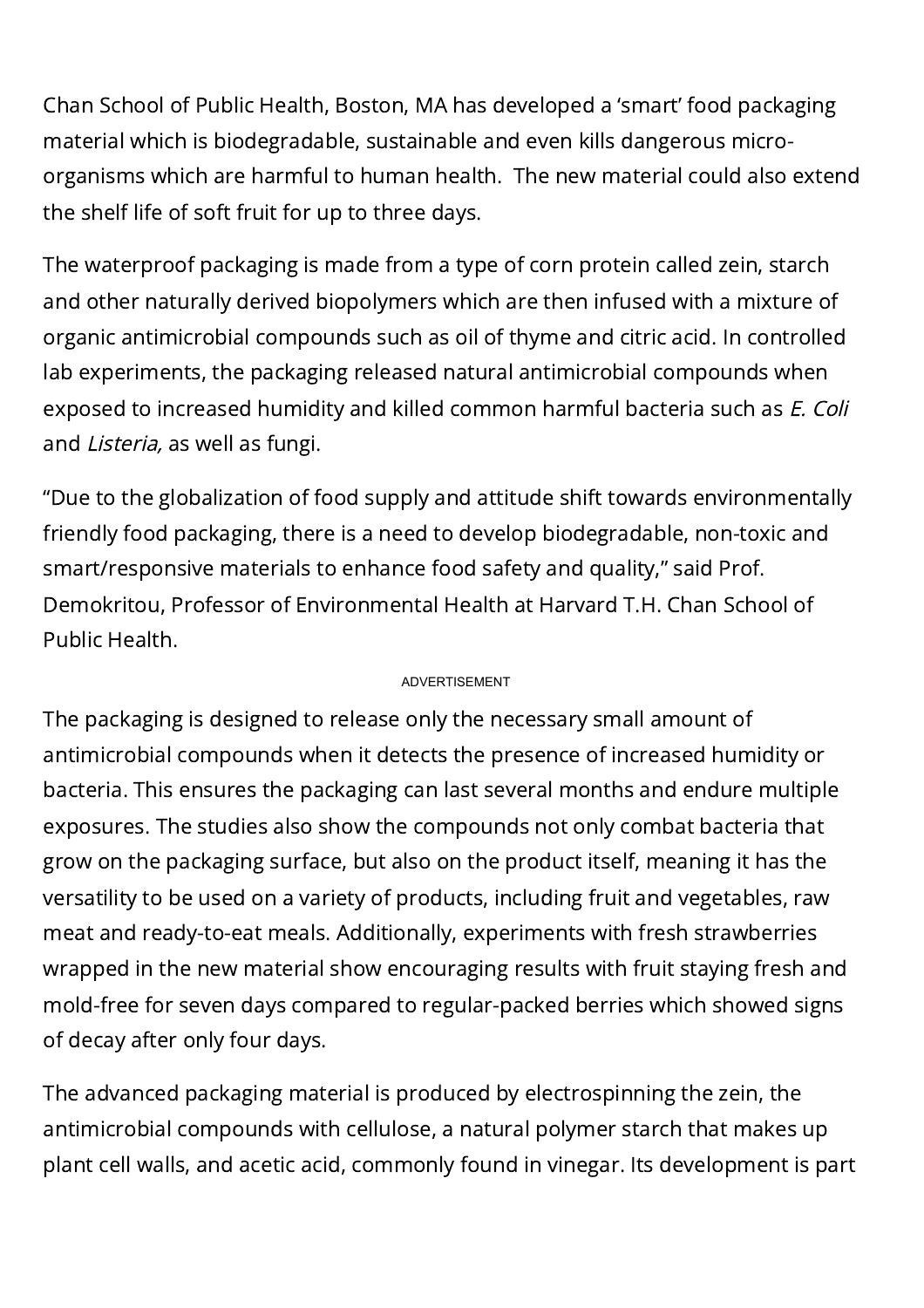Chan School of Public Health, Boston, MA has developed a 'smart' food packaging material which is biodegradable, sustainable and even kills dangerous micro-organisms which are harmful to human health. The new material could also extend the shelf life of soft fruit for up to three days.

The waterproof packaging is made from a type of corn protein called zein, starch and other naturally derived biopolymers which are then infused with a mixture of organic antimicrobial compounds such as oil of thyme and citric acid. In controlled lab experiments, the packaging released natural antimicrobial compounds when exposed to increased humidity and killed common harmful bacteria such as *E. Coli* and *Listeria,* as well as fungi.

"Due to the globalization of food supply and attitude shift towards environmentally friendly food packaging, there is a need to develop biodegradable, non-toxic and smart/responsive materials to enhance food safety and quality," said Prof. Demokritou, Professor of Environmental Health at Harvard T.H. Chan School of Public Health.

ADVERTISEMENT

The packaging is designed to release only the necessary small amount of antimicrobial compounds when it detects the presence of increased humidity or bacteria. This ensures the packaging can last several months and endure multiple exposures. The studies also show the compounds not only combat bacteria that grow on the packaging surface, but also on the product itself, meaning it has the versatility to be used on a variety of products, including fruit and vegetables, raw meat and ready-to-eat meals. Additionally, experiments with fresh strawberries wrapped in the new material show encouraging results with fruit staying fresh and mold-free for seven days compared to regular-packed berries which showed signs of decay after only four days.

The advanced packaging material is produced by electrospinning the zein, the antimicrobial compounds with cellulose, a natural polymer starch that makes up plant cell walls, and acetic acid, commonly found in vinegar. Its development is part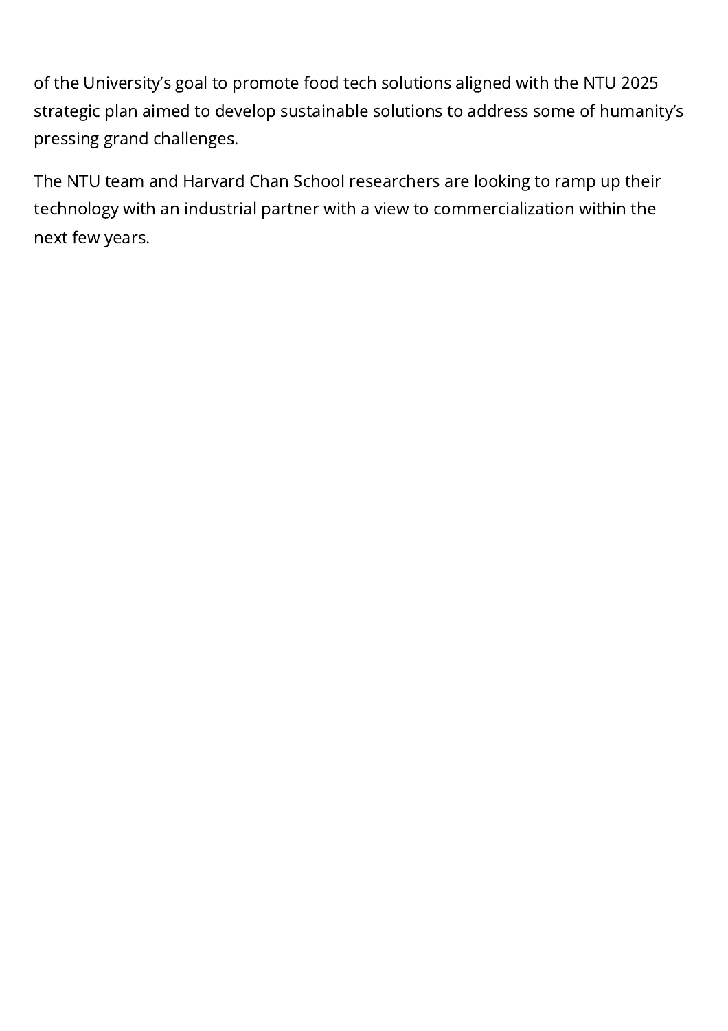of the University’s goal to promote food tech solutions aligned with the NTU 2025 strategic plan aimed to develop sustainable solutions to address some of humanity’s pressing grand challenges.

The NTU team and Harvard Chan School researchers are looking to ramp up their technology with an industrial partner with a view to commercialization within the next few years.